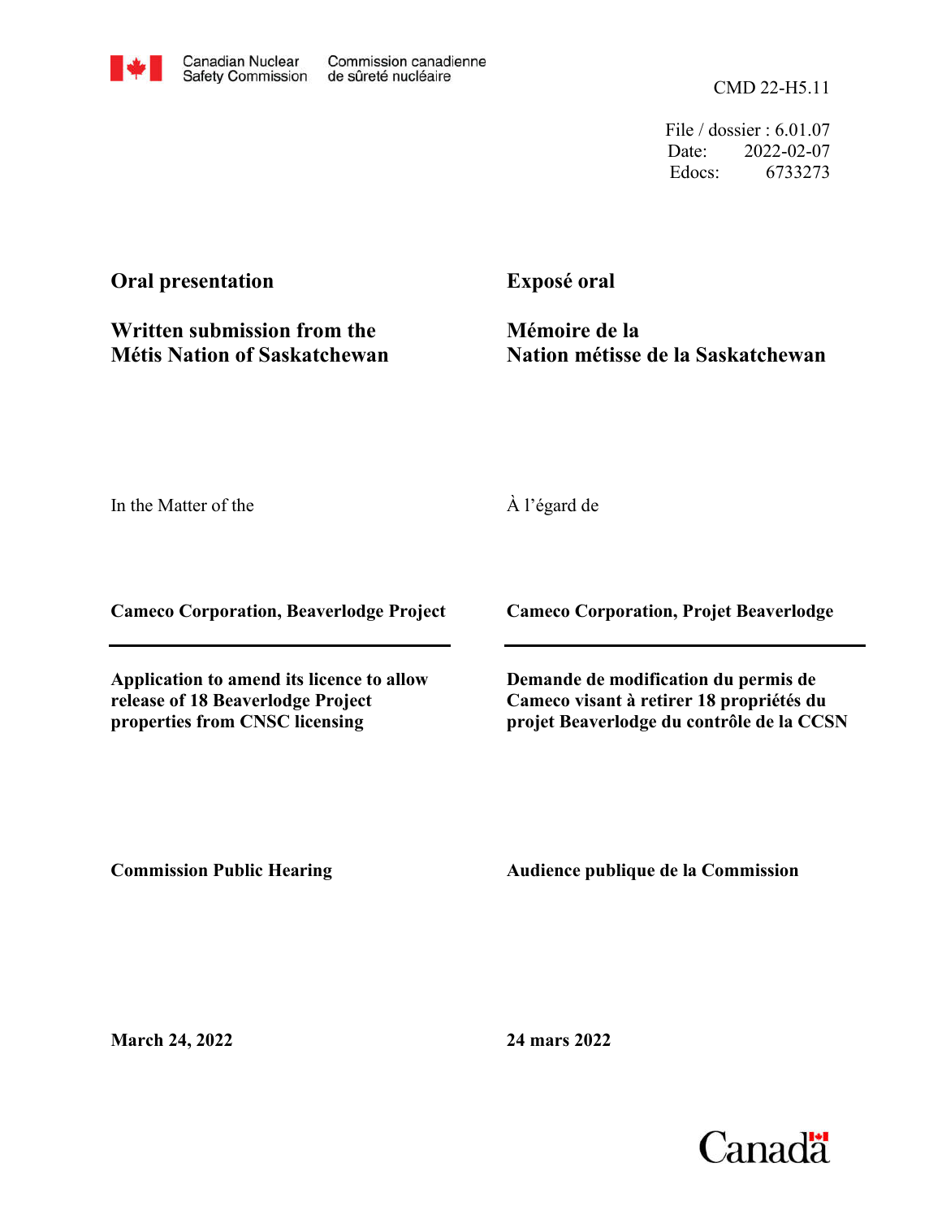Canadian Nuclear Safety Commission | Commission canadienne de sûreté nucléaire

CMD 22-H5.11

File / dossier : 6.01.07
Date: 2022-02-07
Edocs: 6733273

**Oral presentation**

**Written submission from the Métis Nation of Saskatchewan**

**Exposé oral**

**Mémoire de la Nation métisse de la Saskatchewan**

In the Matter of the

À l'égard de

**Cameco Corporation, Beaverlodge Project**

**Cameco Corporation, Projet Beaverlodge**

**Application to amend its licence to allow release of 18 Beaverlodge Project properties from CNSC licensing**

**Demande de modification du permis de Cameco visant à retirer 18 propriétés du projet Beaverlodge du contrôle de la CCSN**

**Commission Public Hearing**

**Audience publique de la Commission**

**March 24, 2022**

**24 mars 2022**

Canada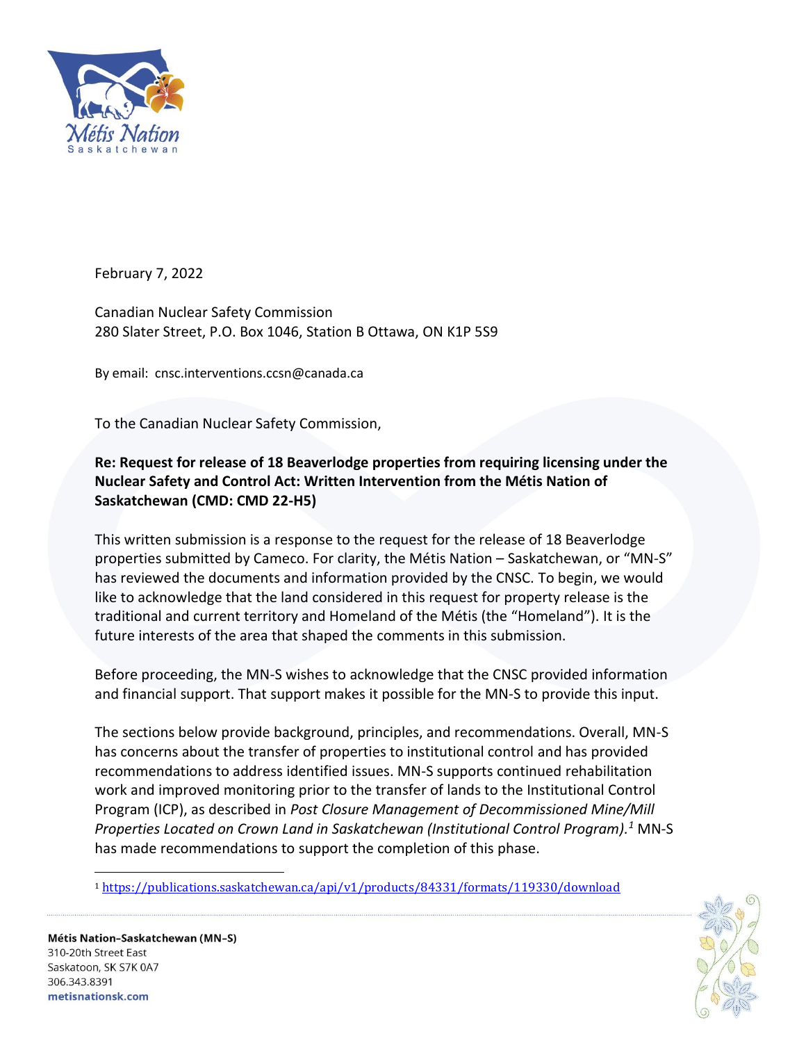February 7, 2022

Canadian Nuclear Safety Commission
280 Slater Street, P.O. Box 1046, Station B Ottawa, ON K1P 5S9

By email: cnsc.interventions.ccsn@canada.ca

To the Canadian Nuclear Safety Commission,

**Re: Request for release of 18 Beaverlodge properties from requiring licensing under the Nuclear Safety and Control Act: Written Intervention from the Métis Nation of Saskatchewan (CMD: CMD 22-H5)**

This written submission is a response to the request for the release of 18 Beaverlodge properties submitted by Cameco. For clarity, the Métis Nation – Saskatchewan, or "MN-S" has reviewed the documents and information provided by the CNSC. To begin, we would like to acknowledge that the land considered in this request for property release is the traditional and current territory and Homeland of the Métis (the "Homeland"). It is the future interests of the area that shaped the comments in this submission.

Before proceeding, the MN-S wishes to acknowledge that the CNSC provided information and financial support. That support makes it possible for the MN-S to provide this input.

The sections below provide background, principles, and recommendations. Overall, MN-S has concerns about the transfer of properties to institutional control and has provided recommendations to address identified issues. MN-S supports continued rehabilitation work and improved monitoring prior to the transfer of lands to the Institutional Control Program (ICP), as described in *Post Closure Management of Decommissioned Mine/Mill Properties Located on Crown Land in Saskatchewan (Institutional Control Program).*[1] MN-S has made recommendations to support the completion of this phase.

[1] https://publications.saskatchewan.ca/api/v1/products/84331/formats/119330/download

**Métis Nation-Saskatchewan (MN-S)**
310-20th Street East
Saskatoon, SK S7K 0A7
306.343.8391
metisnationsk.com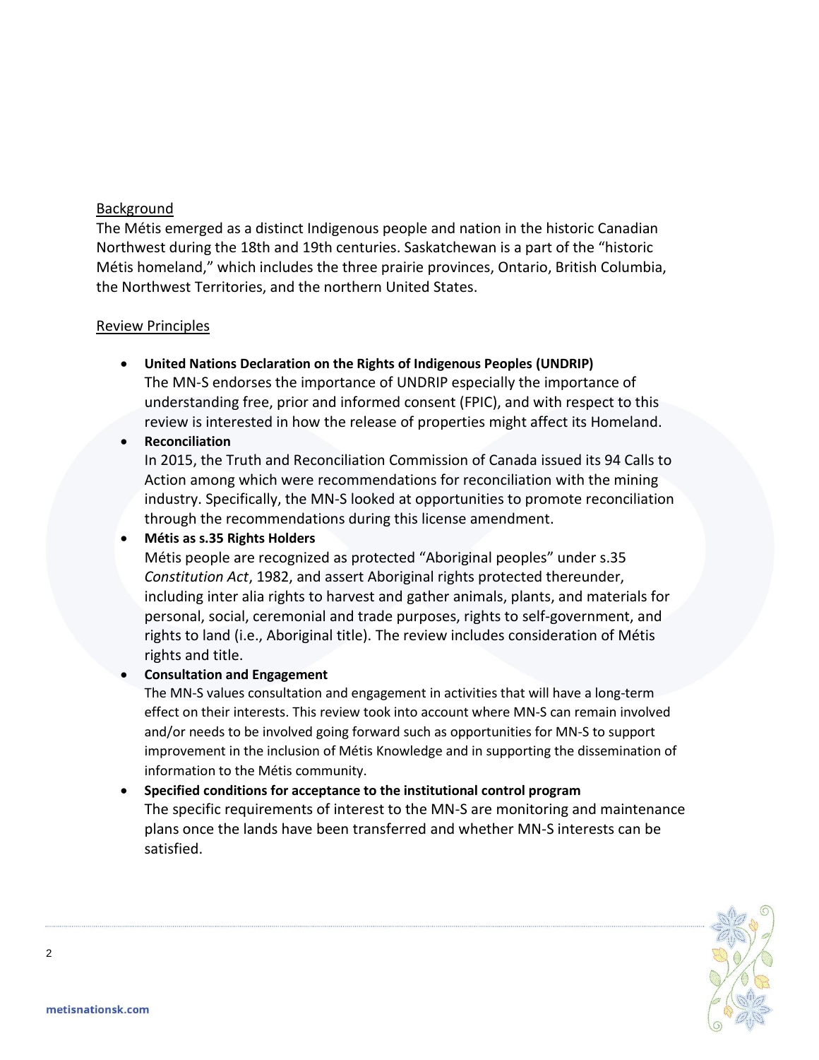## Background

The Métis emerged as a distinct Indigenous people and nation in the historic Canadian Northwest during the 18th and 19th centuries. Saskatchewan is a part of the "historic Métis homeland," which includes the three prairie provinces, Ontario, British Columbia, the Northwest Territories, and the northern United States.

## Review Principles

- **United Nations Declaration on the Rights of Indigenous Peoples (UNDRIP)**
  The MN-S endorses the importance of UNDRIP especially the importance of understanding free, prior and informed consent (FPIC), and with respect to this review is interested in how the release of properties might affect its Homeland.
- **Reconciliation**
  In 2015, the Truth and Reconciliation Commission of Canada issued its 94 Calls to Action among which were recommendations for reconciliation with the mining industry. Specifically, the MN-S looked at opportunities to promote reconciliation through the recommendations during this license amendment.
- **Métis as s.35 Rights Holders**
  Métis people are recognized as protected "Aboriginal peoples" under s.35 *Constitution Act*, 1982, and assert Aboriginal rights protected thereunder, including inter alia rights to harvest and gather animals, plants, and materials for personal, social, ceremonial and trade purposes, rights to self-government, and rights to land (i.e., Aboriginal title). The review includes consideration of Métis rights and title.
- **Consultation and Engagement**
  The MN-S values consultation and engagement in activities that will have a long-term effect on their interests. This review took into account where MN-S can remain involved and/or needs to be involved going forward such as opportunities for MN-S to support improvement in the inclusion of Métis Knowledge and in supporting the dissemination of information to the Métis community.
- **Specified conditions for acceptance to the institutional control program**
  The specific requirements of interest to the MN-S are monitoring and maintenance plans once the lands have been transferred and whether MN-S interests can be satisfied.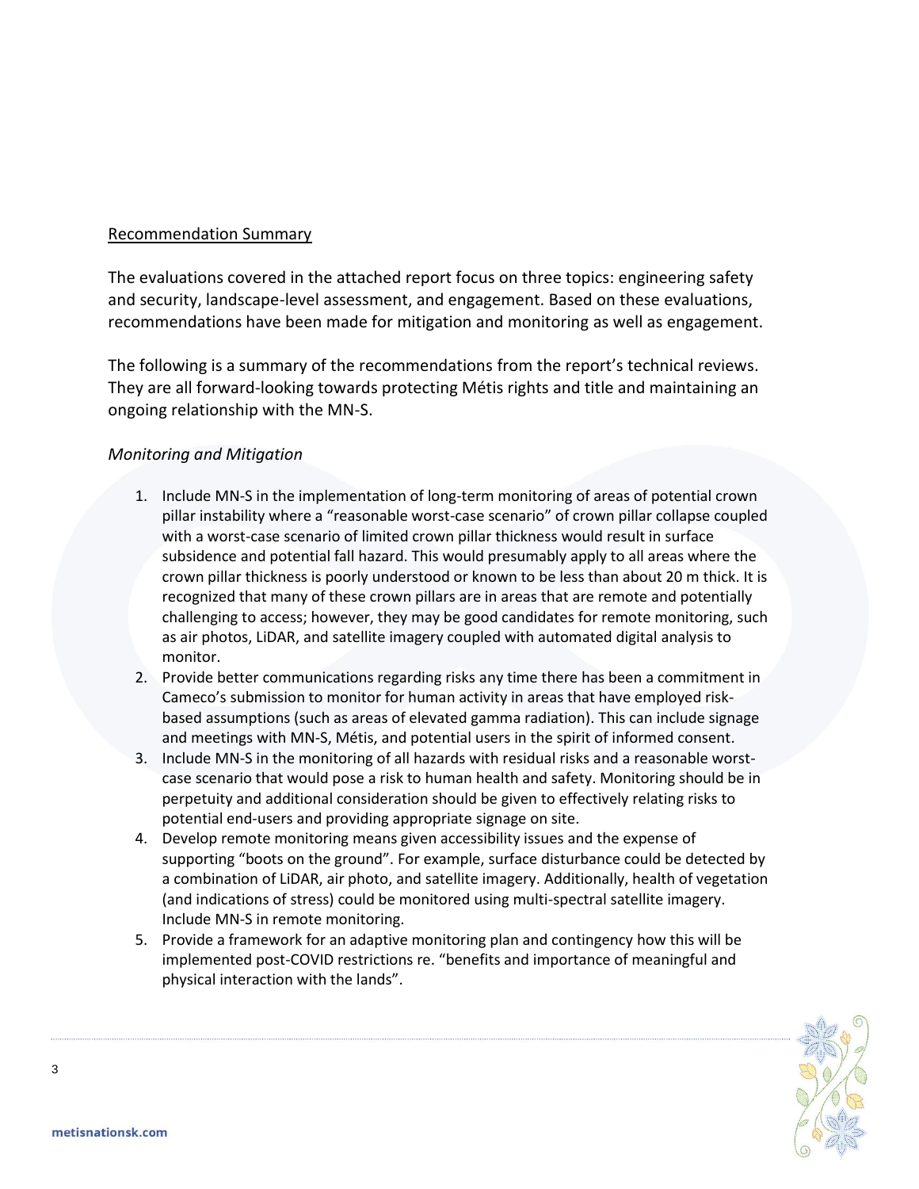## Recommendation Summary

The evaluations covered in the attached report focus on three topics: engineering safety and security, landscape-level assessment, and engagement. Based on these evaluations, recommendations have been made for mitigation and monitoring as well as engagement.

The following is a summary of the recommendations from the report's technical reviews. They are all forward-looking towards protecting Métis rights and title and maintaining an ongoing relationship with the MN-S.

### *Monitoring and Mitigation*

1. Include MN-S in the implementation of long-term monitoring of areas of potential crown pillar instability where a "reasonable worst-case scenario" of crown pillar collapse coupled with a worst-case scenario of limited crown pillar thickness would result in surface subsidence and potential fall hazard. This would presumably apply to all areas where the crown pillar thickness is poorly understood or known to be less than about 20 m thick. It is recognized that many of these crown pillars are in areas that are remote and potentially challenging to access; however, they may be good candidates for remote monitoring, such as air photos, LiDAR, and satellite imagery coupled with automated digital analysis to monitor.
2. Provide better communications regarding risks any time there has been a commitment in Cameco's submission to monitor for human activity in areas that have employed risk-based assumptions (such as areas of elevated gamma radiation). This can include signage and meetings with MN-S, Métis, and potential users in the spirit of informed consent.
3. Include MN-S in the monitoring of all hazards with residual risks and a reasonable worst-case scenario that would pose a risk to human health and safety. Monitoring should be in perpetuity and additional consideration should be given to effectively relating risks to potential end-users and providing appropriate signage on site.
4. Develop remote monitoring means given accessibility issues and the expense of supporting "boots on the ground". For example, surface disturbance could be detected by a combination of LiDAR, air photo, and satellite imagery. Additionally, health of vegetation (and indications of stress) could be monitored using multi-spectral satellite imagery. Include MN-S in remote monitoring.
5. Provide a framework for an adaptive monitoring plan and contingency how this will be implemented post-COVID restrictions re. "benefits and importance of meaningful and physical interaction with the lands".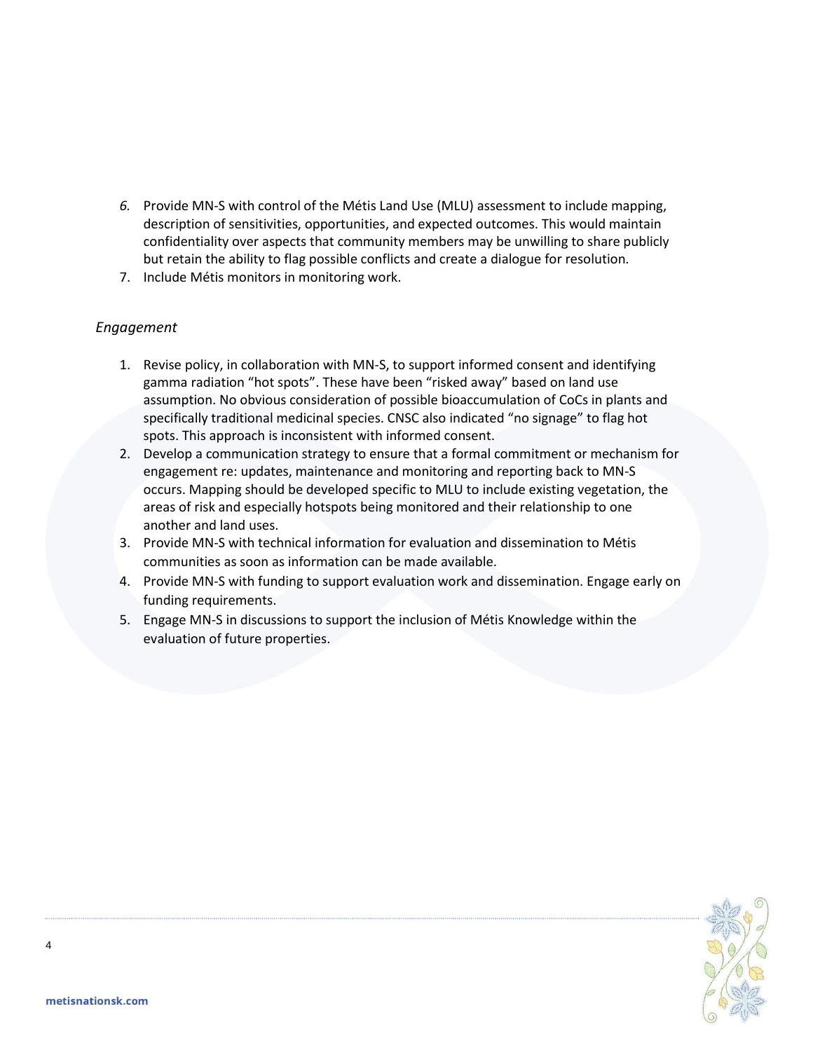6. Provide MN-S with control of the Métis Land Use (MLU) assessment to include mapping, description of sensitivities, opportunities, and expected outcomes. This would maintain confidentiality over aspects that community members may be unwilling to share publicly but retain the ability to flag possible conflicts and create a dialogue for resolution.
7. Include Métis monitors in monitoring work.

*Engagement*

1. Revise policy, in collaboration with MN-S, to support informed consent and identifying gamma radiation "hot spots". These have been "risked away" based on land use assumption. No obvious consideration of possible bioaccumulation of CoCs in plants and specifically traditional medicinal species. CNSC also indicated "no signage" to flag hot spots. This approach is inconsistent with informed consent.
2. Develop a communication strategy to ensure that a formal commitment or mechanism for engagement re: updates, maintenance and monitoring and reporting back to MN-S occurs. Mapping should be developed specific to MLU to include existing vegetation, the areas of risk and especially hotspots being monitored and their relationship to one another and land uses.
3. Provide MN-S with technical information for evaluation and dissemination to Métis communities as soon as information can be made available.
4. Provide MN-S with funding to support evaluation work and dissemination. Engage early on funding requirements.
5. Engage MN-S in discussions to support the inclusion of Métis Knowledge within the evaluation of future properties.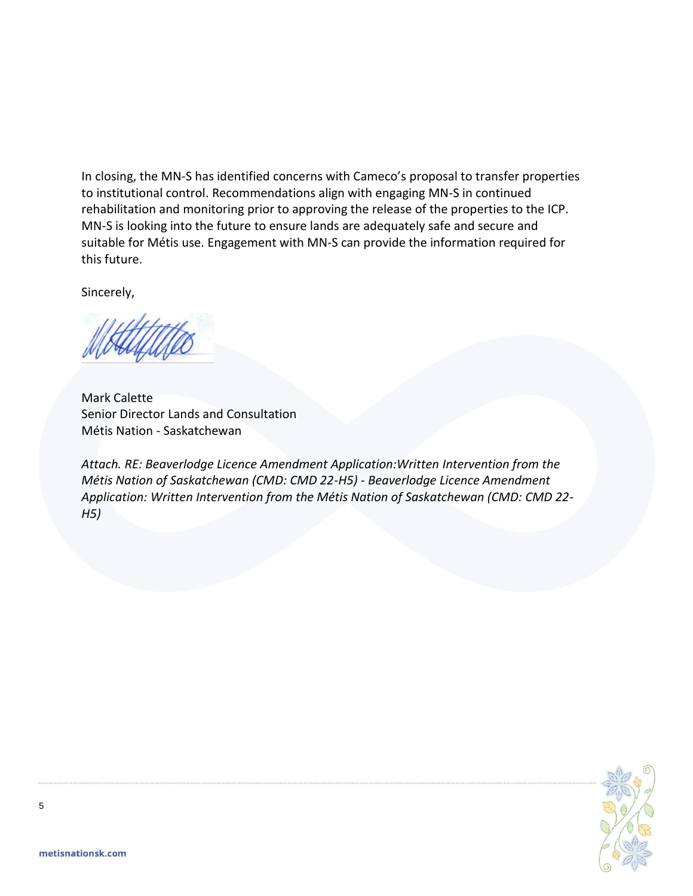In closing, the MN-S has identified concerns with Cameco's proposal to transfer properties to institutional control. Recommendations align with engaging MN-S in continued rehabilitation and monitoring prior to approving the release of the properties to the ICP. MN-S is looking into the future to ensure lands are adequately safe and secure and suitable for Métis use. Engagement with MN-S can provide the information required for this future.

Sincerely,

Mark Calette
Senior Director Lands and Consultation
Métis Nation - Saskatchewan

*Attach. RE: Beaverlodge Licence Amendment Application:Written Intervention from the Métis Nation of Saskatchewan (CMD: CMD 22-H5) - Beaverlodge Licence Amendment Application: Written Intervention from the Métis Nation of Saskatchewan (CMD: CMD 22-H5)*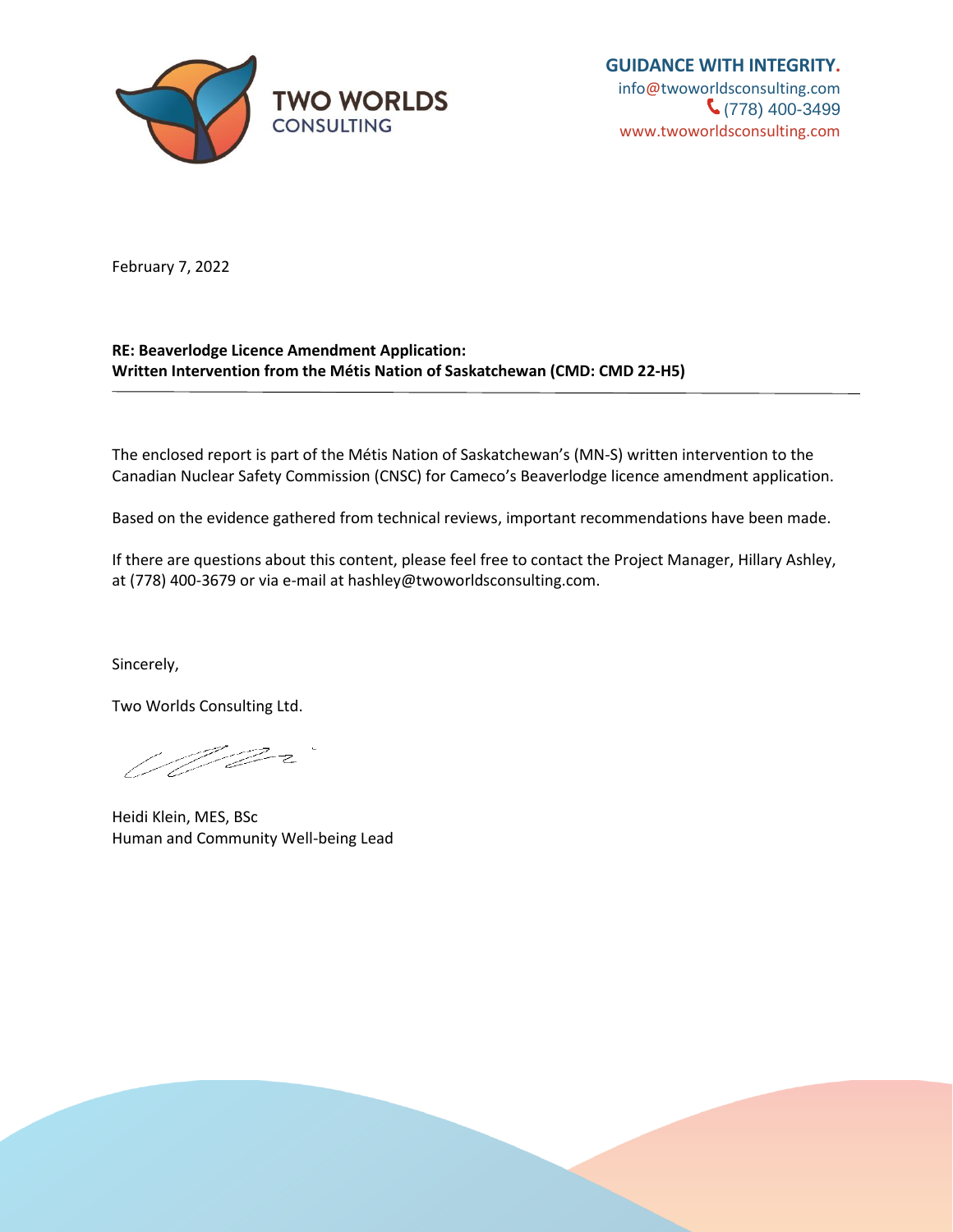**TWO WORLDS CONSULTING**

**GUIDANCE WITH INTEGRITY.**
info@twoworldsconsulting.com
(778) 400-3499
www.twoworldsconsulting.com

February 7, 2022

**RE: Beaverlodge Licence Amendment Application:**
**Written Intervention from the Métis Nation of Saskatchewan (CMD: CMD 22-H5)**

---

The enclosed report is part of the Métis Nation of Saskatchewan's (MN-S) written intervention to the Canadian Nuclear Safety Commission (CNSC) for Cameco's Beaverlodge licence amendment application.

Based on the evidence gathered from technical reviews, important recommendations have been made.

If there are questions about this content, please feel free to contact the Project Manager, Hillary Ashley, at (778) 400-3679 or via e-mail at hashley@twoworldsconsulting.com.

Sincerely,

Two Worlds Consulting Ltd.

Heidi Klein, MES, BSc
Human and Community Well-being Lead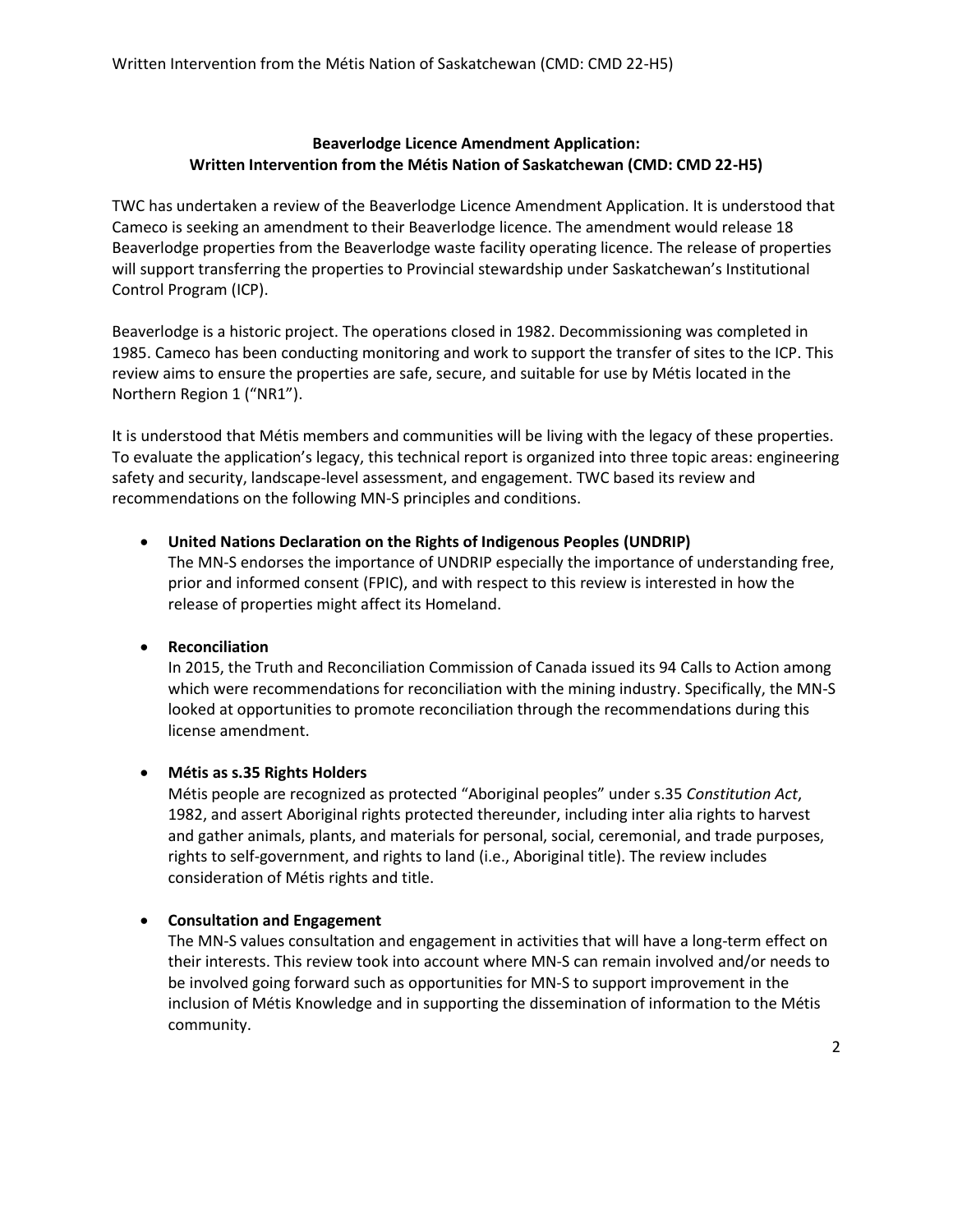**Beaverlodge Licence Amendment Application:**
**Written Intervention from the Métis Nation of Saskatchewan (CMD: CMD 22-H5)**

TWC has undertaken a review of the Beaverlodge Licence Amendment Application. It is understood that Cameco is seeking an amendment to their Beaverlodge licence. The amendment would release 18 Beaverlodge properties from the Beaverlodge waste facility operating licence. The release of properties will support transferring the properties to Provincial stewardship under Saskatchewan's Institutional Control Program (ICP).

Beaverlodge is a historic project. The operations closed in 1982. Decommissioning was completed in 1985. Cameco has been conducting monitoring and work to support the transfer of sites to the ICP. This review aims to ensure the properties are safe, secure, and suitable for use by Métis located in the Northern Region 1 ("NR1").

It is understood that Métis members and communities will be living with the legacy of these properties. To evaluate the application's legacy, this technical report is organized into three topic areas: engineering safety and security, landscape-level assessment, and engagement. TWC based its review and recommendations on the following MN-S principles and conditions.

- **United Nations Declaration on the Rights of Indigenous Peoples (UNDRIP)**
  The MN-S endorses the importance of UNDRIP especially the importance of understanding free, prior and informed consent (FPIC), and with respect to this review is interested in how the release of properties might affect its Homeland.

- **Reconciliation**
  In 2015, the Truth and Reconciliation Commission of Canada issued its 94 Calls to Action among which were recommendations for reconciliation with the mining industry. Specifically, the MN-S looked at opportunities to promote reconciliation through the recommendations during this license amendment.

- **Métis as s.35 Rights Holders**
  Métis people are recognized as protected "Aboriginal peoples" under s.35 *Constitution Act*, 1982, and assert Aboriginal rights protected thereunder, including inter alia rights to harvest and gather animals, plants, and materials for personal, social, ceremonial, and trade purposes, rights to self-government, and rights to land (i.e., Aboriginal title). The review includes consideration of Métis rights and title.

- **Consultation and Engagement**
  The MN-S values consultation and engagement in activities that will have a long-term effect on their interests. This review took into account where MN-S can remain involved and/or needs to be involved going forward such as opportunities for MN-S to support improvement in the inclusion of Métis Knowledge and in supporting the dissemination of information to the Métis community.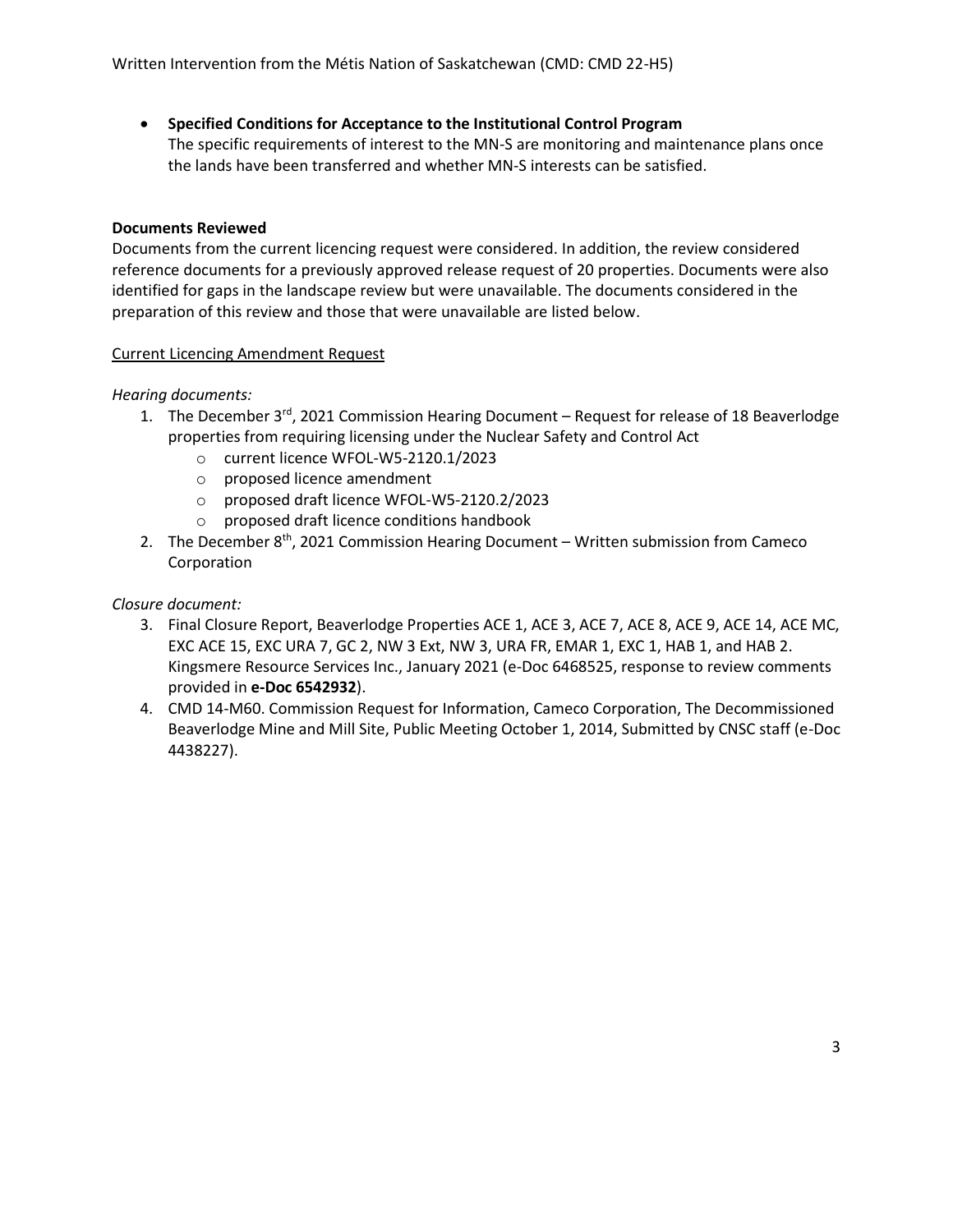- **Specified Conditions for Acceptance to the Institutional Control Program**
  The specific requirements of interest to the MN-S are monitoring and maintenance plans once the lands have been transferred and whether MN-S interests can be satisfied.

**Documents Reviewed**

Documents from the current licencing request were considered. In addition, the review considered reference documents for a previously approved release request of 20 properties. Documents were also identified for gaps in the landscape review but were unavailable. The documents considered in the preparation of this review and those that were unavailable are listed below.

Current Licencing Amendment Request

*Hearing documents:*

1. The December 3[rd], 2021 Commission Hearing Document – Request for release of 18 Beaverlodge properties from requiring licensing under the Nuclear Safety and Control Act
   - current licence WFOL-W5-2120.1/2023
   - proposed licence amendment
   - proposed draft licence WFOL-W5-2120.2/2023
   - proposed draft licence conditions handbook
2. The December 8[th], 2021 Commission Hearing Document – Written submission from Cameco Corporation

*Closure document:*

3. Final Closure Report, Beaverlodge Properties ACE 1, ACE 3, ACE 7, ACE 8, ACE 9, ACE 14, ACE MC, EXC ACE 15, EXC URA 7, GC 2, NW 3 Ext, NW 3, URA FR, EMAR 1, EXC 1, HAB 1, and HAB 2. Kingsmere Resource Services Inc., January 2021 (e-Doc 6468525, response to review comments provided in **e-Doc 6542932**).
4. CMD 14-M60. Commission Request for Information, Cameco Corporation, The Decommissioned Beaverlodge Mine and Mill Site, Public Meeting October 1, 2014, Submitted by CNSC staff (e-Doc 4438227).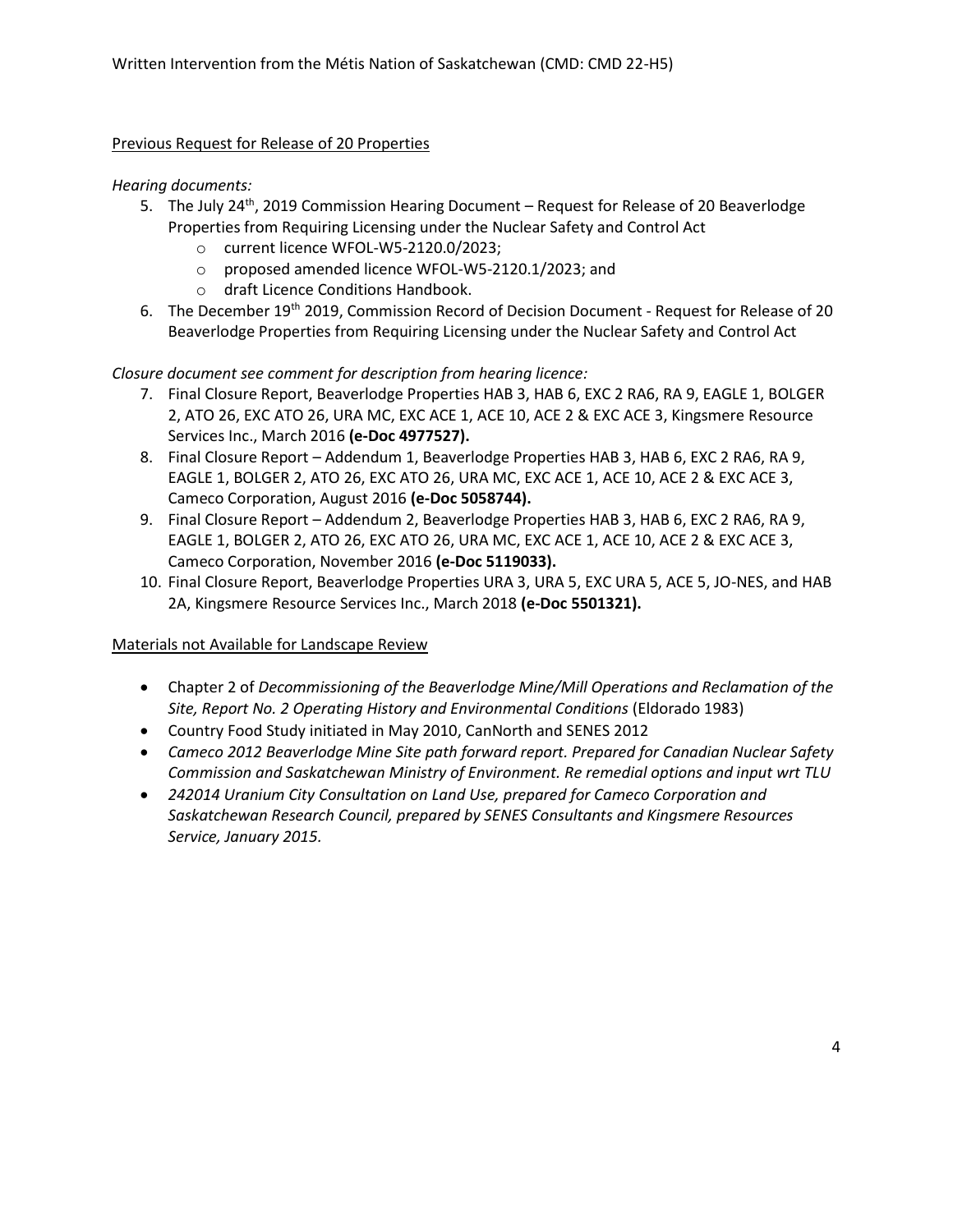Previous Request for Release of 20 Properties

*Hearing documents:*

5. The July 24th, 2019 Commission Hearing Document – Request for Release of 20 Beaverlodge Properties from Requiring Licensing under the Nuclear Safety and Control Act
   - current licence WFOL-W5-2120.0/2023;
   - proposed amended licence WFOL-W5-2120.1/2023; and
   - draft Licence Conditions Handbook.
6. The December 19th 2019, Commission Record of Decision Document - Request for Release of 20 Beaverlodge Properties from Requiring Licensing under the Nuclear Safety and Control Act

*Closure document see comment for description from hearing licence:*

7. Final Closure Report, Beaverlodge Properties HAB 3, HAB 6, EXC 2 RA6, RA 9, EAGLE 1, BOLGER 2, ATO 26, EXC ATO 26, URA MC, EXC ACE 1, ACE 10, ACE 2 & EXC ACE 3, Kingsmere Resource Services Inc., March 2016 **(e-Doc 4977527).**
8. Final Closure Report – Addendum 1, Beaverlodge Properties HAB 3, HAB 6, EXC 2 RA6, RA 9, EAGLE 1, BOLGER 2, ATO 26, EXC ATO 26, URA MC, EXC ACE 1, ACE 10, ACE 2 & EXC ACE 3, Cameco Corporation, August 2016 **(e-Doc 5058744).**
9. Final Closure Report – Addendum 2, Beaverlodge Properties HAB 3, HAB 6, EXC 2 RA6, RA 9, EAGLE 1, BOLGER 2, ATO 26, EXC ATO 26, URA MC, EXC ACE 1, ACE 10, ACE 2 & EXC ACE 3, Cameco Corporation, November 2016 **(e-Doc 5119033).**
10. Final Closure Report, Beaverlodge Properties URA 3, URA 5, EXC URA 5, ACE 5, JO-NES, and HAB 2A, Kingsmere Resource Services Inc., March 2018 **(e-Doc 5501321).**

Materials not Available for Landscape Review

- Chapter 2 of *Decommissioning of the Beaverlodge Mine/Mill Operations and Reclamation of the Site, Report No. 2 Operating History and Environmental Conditions* (Eldorado 1983)
- Country Food Study initiated in May 2010, CanNorth and SENES 2012
- *Cameco 2012 Beaverlodge Mine Site path forward report. Prepared for Canadian Nuclear Safety Commission and Saskatchewan Ministry of Environment. Re remedial options and input wrt TLU*
- *242014 Uranium City Consultation on Land Use, prepared for Cameco Corporation and Saskatchewan Research Council, prepared by SENES Consultants and Kingsmere Resources Service, January 2015.*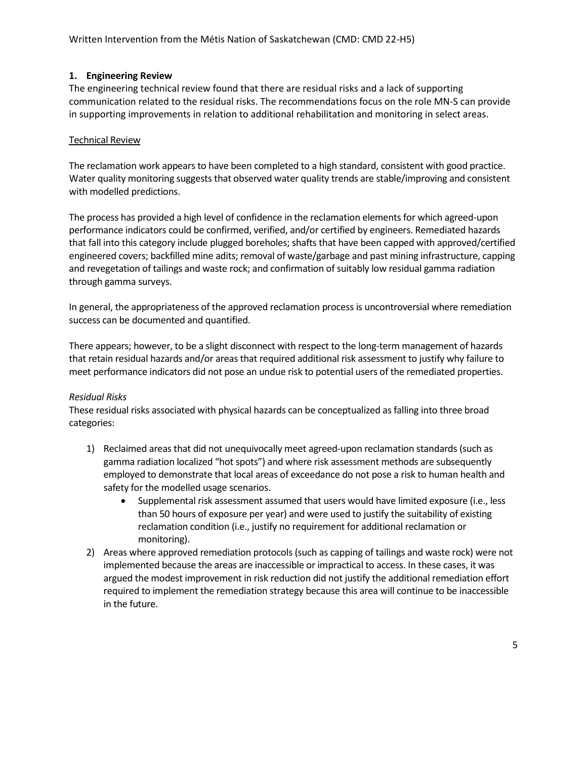## 1. Engineering Review

The engineering technical review found that there are residual risks and a lack of supporting communication related to the residual risks. The recommendations focus on the role MN-S can provide in supporting improvements in relation to additional rehabilitation and monitoring in select areas.

Technical Review

The reclamation work appears to have been completed to a high standard, consistent with good practice. Water quality monitoring suggests that observed water quality trends are stable/improving and consistent with modelled predictions.

The process has provided a high level of confidence in the reclamation elements for which agreed-upon performance indicators could be confirmed, verified, and/or certified by engineers. Remediated hazards that fall into this category include plugged boreholes; shafts that have been capped with approved/certified engineered covers; backfilled mine adits; removal of waste/garbage and past mining infrastructure, capping and revegetation of tailings and waste rock; and confirmation of suitably low residual gamma radiation through gamma surveys.

In general, the appropriateness of the approved reclamation process is uncontroversial where remediation success can be documented and quantified.

There appears; however, to be a slight disconnect with respect to the long-term management of hazards that retain residual hazards and/or areas that required additional risk assessment to justify why failure to meet performance indicators did not pose an undue risk to potential users of the remediated properties.

*Residual Risks*

These residual risks associated with physical hazards can be conceptualized as falling into three broad categories:

1) Reclaimed areas that did not unequivocally meet agreed-upon reclamation standards (such as gamma radiation localized "hot spots") and where risk assessment methods are subsequently employed to demonstrate that local areas of exceedance do not pose a risk to human health and safety for the modelled usage scenarios.
    - Supplemental risk assessment assumed that users would have limited exposure (i.e., less than 50 hours of exposure per year) and were used to justify the suitability of existing reclamation condition (i.e., justify no requirement for additional reclamation or monitoring).
2) Areas where approved remediation protocols (such as capping of tailings and waste rock) were not implemented because the areas are inaccessible or impractical to access. In these cases, it was argued the modest improvement in risk reduction did not justify the additional remediation effort required to implement the remediation strategy because this area will continue to be inaccessible in the future.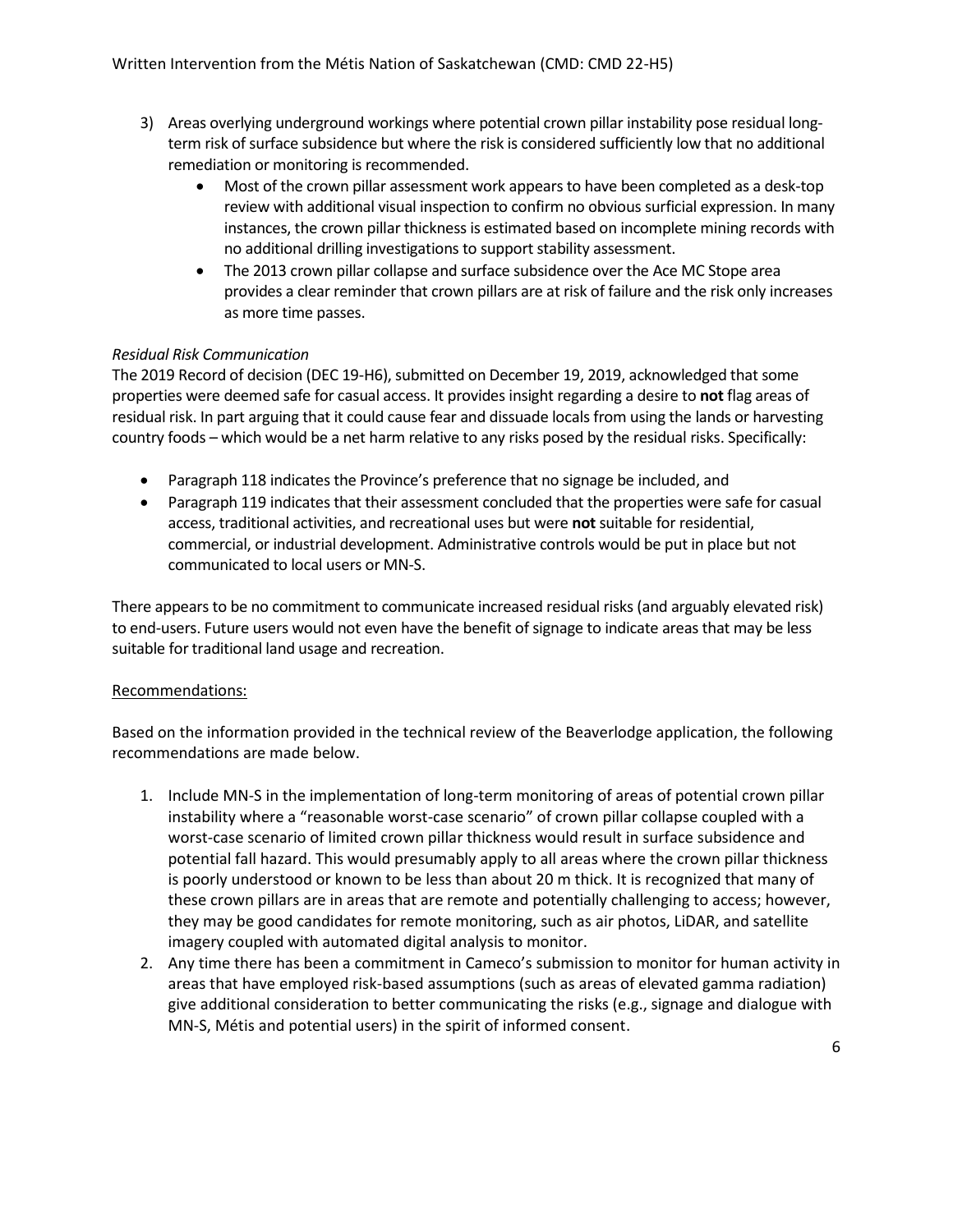3) Areas overlying underground workings where potential crown pillar instability pose residual long-term risk of surface subsidence but where the risk is considered sufficiently low that no additional remediation or monitoring is recommended.
    - Most of the crown pillar assessment work appears to have been completed as a desk-top review with additional visual inspection to confirm no obvious surficial expression. In many instances, the crown pillar thickness is estimated based on incomplete mining records with no additional drilling investigations to support stability assessment.
    - The 2013 crown pillar collapse and surface subsidence over the Ace MC Stope area provides a clear reminder that crown pillars are at risk of failure and the risk only increases as more time passes.

*Residual Risk Communication*

The 2019 Record of decision (DEC 19-H6), submitted on December 19, 2019, acknowledged that some properties were deemed safe for casual access. It provides insight regarding a desire to **not** flag areas of residual risk. In part arguing that it could cause fear and dissuade locals from using the lands or harvesting country foods – which would be a net harm relative to any risks posed by the residual risks. Specifically:

- Paragraph 118 indicates the Province's preference that no signage be included, and
- Paragraph 119 indicates that their assessment concluded that the properties were safe for casual access, traditional activities, and recreational uses but were **not** suitable for residential, commercial, or industrial development. Administrative controls would be put in place but not communicated to local users or MN-S.

There appears to be no commitment to communicate increased residual risks (and arguably elevated risk) to end-users. Future users would not even have the benefit of signage to indicate areas that may be less suitable for traditional land usage and recreation.

Recommendations:

Based on the information provided in the technical review of the Beaverlodge application, the following recommendations are made below.

1. Include MN-S in the implementation of long-term monitoring of areas of potential crown pillar instability where a "reasonable worst-case scenario" of crown pillar collapse coupled with a worst-case scenario of limited crown pillar thickness would result in surface subsidence and potential fall hazard. This would presumably apply to all areas where the crown pillar thickness is poorly understood or known to be less than about 20 m thick. It is recognized that many of these crown pillars are in areas that are remote and potentially challenging to access; however, they may be good candidates for remote monitoring, such as air photos, LiDAR, and satellite imagery coupled with automated digital analysis to monitor.
2. Any time there has been a commitment in Cameco's submission to monitor for human activity in areas that have employed risk-based assumptions (such as areas of elevated gamma radiation) give additional consideration to better communicating the risks (e.g., signage and dialogue with MN-S, Métis and potential users) in the spirit of informed consent.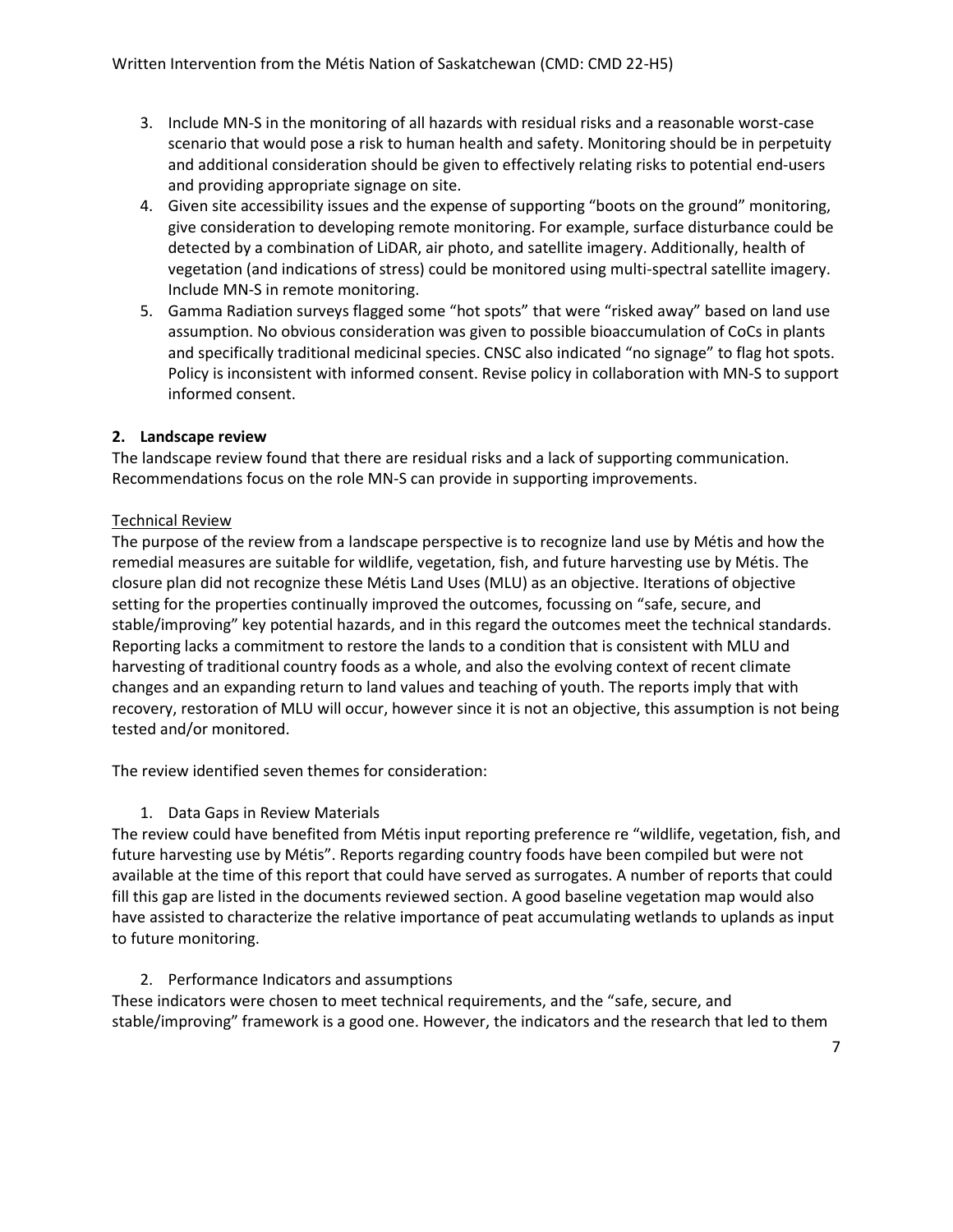3. Include MN-S in the monitoring of all hazards with residual risks and a reasonable worst-case scenario that would pose a risk to human health and safety. Monitoring should be in perpetuity and additional consideration should be given to effectively relating risks to potential end-users and providing appropriate signage on site.
4. Given site accessibility issues and the expense of supporting "boots on the ground" monitoring, give consideration to developing remote monitoring. For example, surface disturbance could be detected by a combination of LiDAR, air photo, and satellite imagery. Additionally, health of vegetation (and indications of stress) could be monitored using multi-spectral satellite imagery. Include MN-S in remote monitoring.
5. Gamma Radiation surveys flagged some "hot spots" that were "risked away" based on land use assumption. No obvious consideration was given to possible bioaccumulation of CoCs in plants and specifically traditional medicinal species. CNSC also indicated "no signage" to flag hot spots. Policy is inconsistent with informed consent. Revise policy in collaboration with MN-S to support informed consent.

**2. Landscape review**

The landscape review found that there are residual risks and a lack of supporting communication. Recommendations focus on the role MN-S can provide in supporting improvements.

<u>Technical Review</u>

The purpose of the review from a landscape perspective is to recognize land use by Métis and how the remedial measures are suitable for wildlife, vegetation, fish, and future harvesting use by Métis. The closure plan did not recognize these Métis Land Uses (MLU) as an objective. Iterations of objective setting for the properties continually improved the outcomes, focussing on "safe, secure, and stable/improving" key potential hazards, and in this regard the outcomes meet the technical standards. Reporting lacks a commitment to restore the lands to a condition that is consistent with MLU and harvesting of traditional country foods as a whole, and also the evolving context of recent climate changes and an expanding return to land values and teaching of youth. The reports imply that with recovery, restoration of MLU will occur, however since it is not an objective, this assumption is not being tested and/or monitored.

The review identified seven themes for consideration:

1. Data Gaps in Review Materials

The review could have benefited from Métis input reporting preference re "wildlife, vegetation, fish, and future harvesting use by Métis". Reports regarding country foods have been compiled but were not available at the time of this report that could have served as surrogates. A number of reports that could fill this gap are listed in the documents reviewed section. A good baseline vegetation map would also have assisted to characterize the relative importance of peat accumulating wetlands to uplands as input to future monitoring.

2. Performance Indicators and assumptions

These indicators were chosen to meet technical requirements, and the "safe, secure, and stable/improving" framework is a good one. However, the indicators and the research that led to them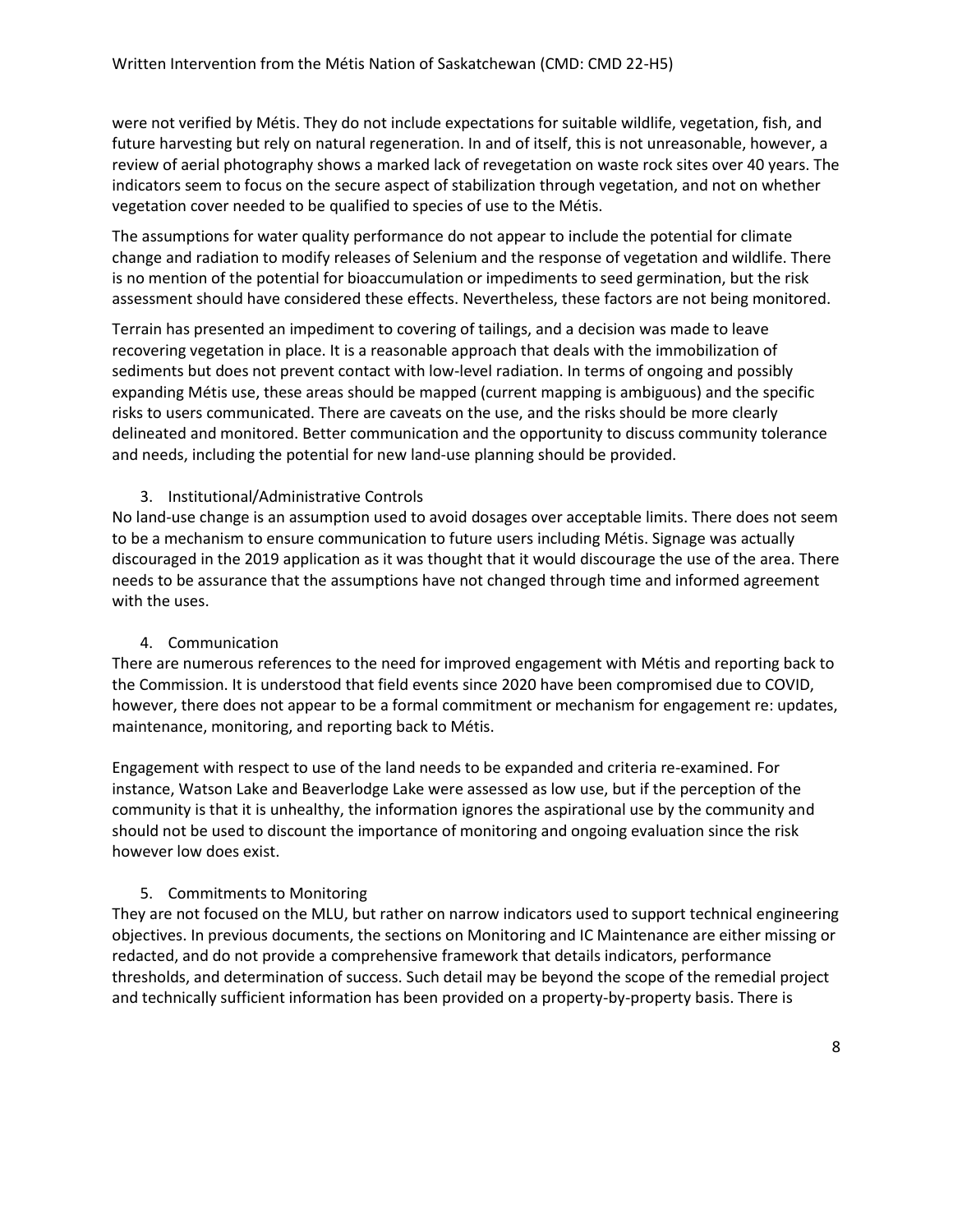were not verified by Métis. They do not include expectations for suitable wildlife, vegetation, fish, and future harvesting but rely on natural regeneration. In and of itself, this is not unreasonable, however, a review of aerial photography shows a marked lack of revegetation on waste rock sites over 40 years. The indicators seem to focus on the secure aspect of stabilization through vegetation, and not on whether vegetation cover needed to be qualified to species of use to the Métis.

The assumptions for water quality performance do not appear to include the potential for climate change and radiation to modify releases of Selenium and the response of vegetation and wildlife. There is no mention of the potential for bioaccumulation or impediments to seed germination, but the risk assessment should have considered these effects. Nevertheless, these factors are not being monitored.

Terrain has presented an impediment to covering of tailings, and a decision was made to leave recovering vegetation in place. It is a reasonable approach that deals with the immobilization of sediments but does not prevent contact with low-level radiation. In terms of ongoing and possibly expanding Métis use, these areas should be mapped (current mapping is ambiguous) and the specific risks to users communicated. There are caveats on the use, and the risks should be more clearly delineated and monitored. Better communication and the opportunity to discuss community tolerance and needs, including the potential for new land-use planning should be provided.

3. Institutional/Administrative Controls

No land-use change is an assumption used to avoid dosages over acceptable limits. There does not seem to be a mechanism to ensure communication to future users including Métis. Signage was actually discouraged in the 2019 application as it was thought that it would discourage the use of the area. There needs to be assurance that the assumptions have not changed through time and informed agreement with the uses.

4. Communication

There are numerous references to the need for improved engagement with Métis and reporting back to the Commission. It is understood that field events since 2020 have been compromised due to COVID, however, there does not appear to be a formal commitment or mechanism for engagement re: updates, maintenance, monitoring, and reporting back to Métis.

Engagement with respect to use of the land needs to be expanded and criteria re-examined. For instance, Watson Lake and Beaverlodge Lake were assessed as low use, but if the perception of the community is that it is unhealthy, the information ignores the aspirational use by the community and should not be used to discount the importance of monitoring and ongoing evaluation since the risk however low does exist.

5. Commitments to Monitoring

They are not focused on the MLU, but rather on narrow indicators used to support technical engineering objectives. In previous documents, the sections on Monitoring and IC Maintenance are either missing or redacted, and do not provide a comprehensive framework that details indicators, performance thresholds, and determination of success. Such detail may be beyond the scope of the remedial project and technically sufficient information has been provided on a property-by-property basis. There is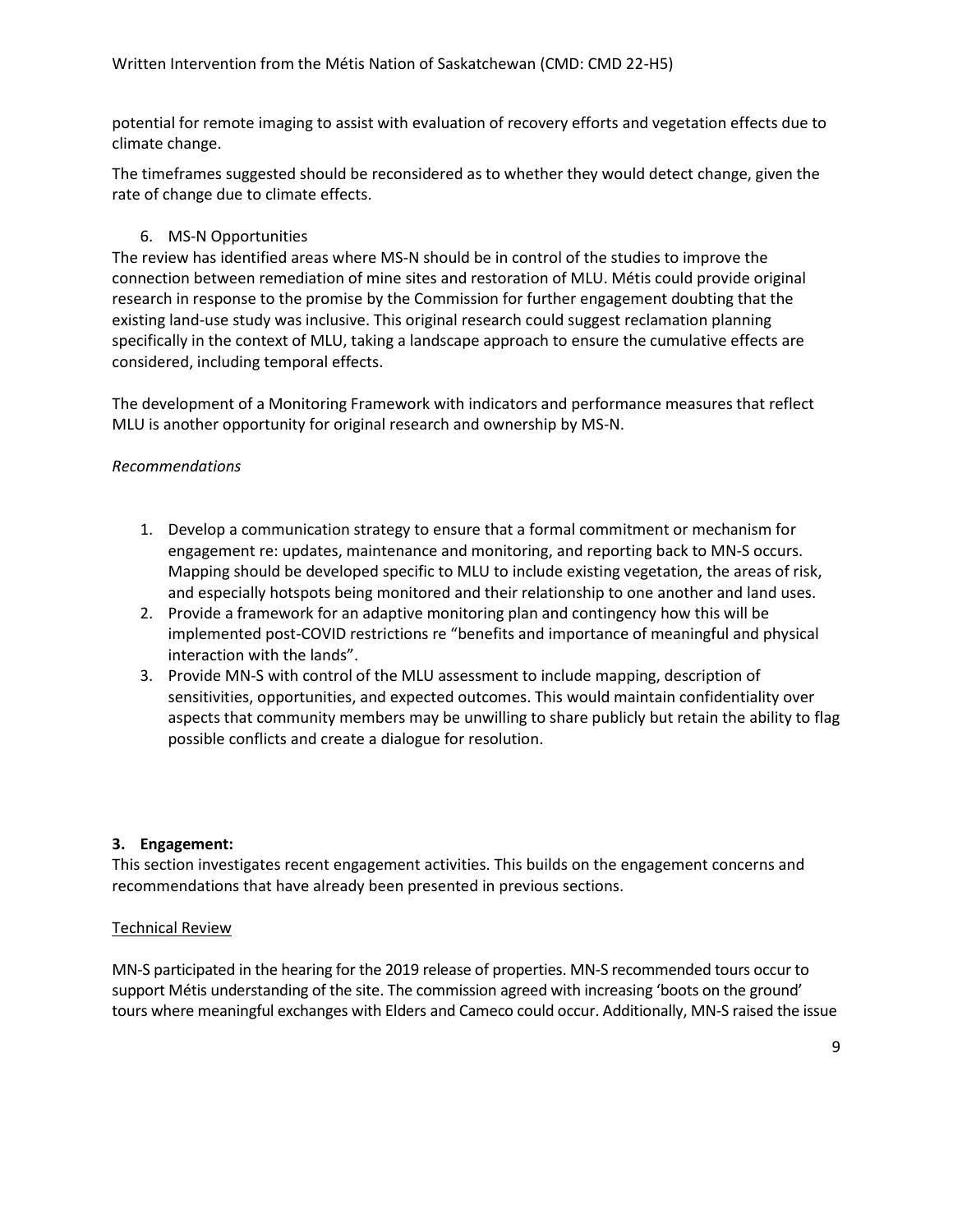potential for remote imaging to assist with evaluation of recovery efforts and vegetation effects due to climate change.

The timeframes suggested should be reconsidered as to whether they would detect change, given the rate of change due to climate effects.

6. MS-N Opportunities

The review has identified areas where MS-N should be in control of the studies to improve the connection between remediation of mine sites and restoration of MLU. Métis could provide original research in response to the promise by the Commission for further engagement doubting that the existing land-use study was inclusive. This original research could suggest reclamation planning specifically in the context of MLU, taking a landscape approach to ensure the cumulative effects are considered, including temporal effects.

The development of a Monitoring Framework with indicators and performance measures that reflect MLU is another opportunity for original research and ownership by MS-N.

*Recommendations*

1. Develop a communication strategy to ensure that a formal commitment or mechanism for engagement re: updates, maintenance and monitoring, and reporting back to MN-S occurs. Mapping should be developed specific to MLU to include existing vegetation, the areas of risk, and especially hotspots being monitored and their relationship to one another and land uses.
2. Provide a framework for an adaptive monitoring plan and contingency how this will be implemented post-COVID restrictions re "benefits and importance of meaningful and physical interaction with the lands".
3. Provide MN-S with control of the MLU assessment to include mapping, description of sensitivities, opportunities, and expected outcomes. This would maintain confidentiality over aspects that community members may be unwilling to share publicly but retain the ability to flag possible conflicts and create a dialogue for resolution.

## 3. Engagement:

This section investigates recent engagement activities. This builds on the engagement concerns and recommendations that have already been presented in previous sections.

Technical Review

MN-S participated in the hearing for the 2019 release of properties. MN-S recommended tours occur to support Métis understanding of the site. The commission agreed with increasing 'boots on the ground' tours where meaningful exchanges with Elders and Cameco could occur. Additionally, MN-S raised the issue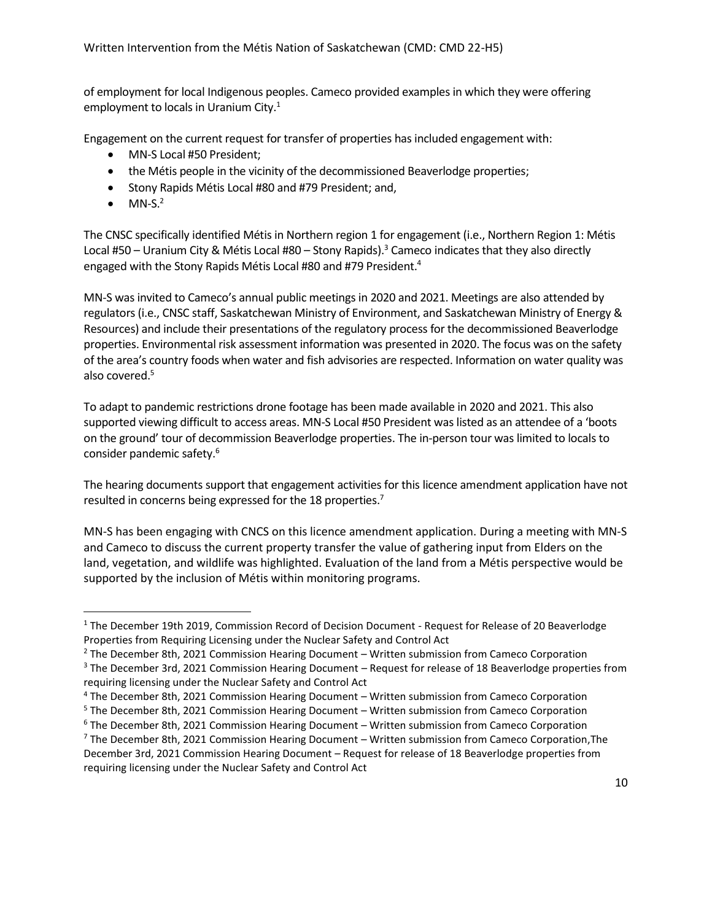of employment for local Indigenous peoples. Cameco provided examples in which they were offering employment to locals in Uranium City.[1]

Engagement on the current request for transfer of properties has included engagement with:

- MN-S Local #50 President;
- the Métis people in the vicinity of the decommissioned Beaverlodge properties;
- Stony Rapids Métis Local #80 and #79 President; and,
- MN-S.[2]

The CNSC specifically identified Métis in Northern region 1 for engagement (i.e., Northern Region 1: Métis Local #50 – Uranium City & Métis Local #80 – Stony Rapids).[3] Cameco indicates that they also directly engaged with the Stony Rapids Métis Local #80 and #79 President.[4]

MN-S was invited to Cameco's annual public meetings in 2020 and 2021. Meetings are also attended by regulators (i.e., CNSC staff, Saskatchewan Ministry of Environment, and Saskatchewan Ministry of Energy & Resources) and include their presentations of the regulatory process for the decommissioned Beaverlodge properties. Environmental risk assessment information was presented in 2020. The focus was on the safety of the area's country foods when water and fish advisories are respected. Information on water quality was also covered.[5]

To adapt to pandemic restrictions drone footage has been made available in 2020 and 2021. This also supported viewing difficult to access areas. MN-S Local #50 President was listed as an attendee of a 'boots on the ground' tour of decommission Beaverlodge properties. The in-person tour was limited to locals to consider pandemic safety.[6]

The hearing documents support that engagement activities for this licence amendment application have not resulted in concerns being expressed for the 18 properties.[7]

MN-S has been engaging with CNCS on this licence amendment application. During a meeting with MN-S and Cameco to discuss the current property transfer the value of gathering input from Elders on the land, vegetation, and wildlife was highlighted. Evaluation of the land from a Métis perspective would be supported by the inclusion of Métis within monitoring programs.

---

[1] The December 19th 2019, Commission Record of Decision Document - Request for Release of 20 Beaverlodge Properties from Requiring Licensing under the Nuclear Safety and Control Act

[2] The December 8th, 2021 Commission Hearing Document – Written submission from Cameco Corporation

[3] The December 3rd, 2021 Commission Hearing Document – Request for release of 18 Beaverlodge properties from requiring licensing under the Nuclear Safety and Control Act

[4] The December 8th, 2021 Commission Hearing Document – Written submission from Cameco Corporation

[5] The December 8th, 2021 Commission Hearing Document – Written submission from Cameco Corporation

[6] The December 8th, 2021 Commission Hearing Document – Written submission from Cameco Corporation

[7] The December 8th, 2021 Commission Hearing Document – Written submission from Cameco Corporation,The December 3rd, 2021 Commission Hearing Document – Request for release of 18 Beaverlodge properties from requiring licensing under the Nuclear Safety and Control Act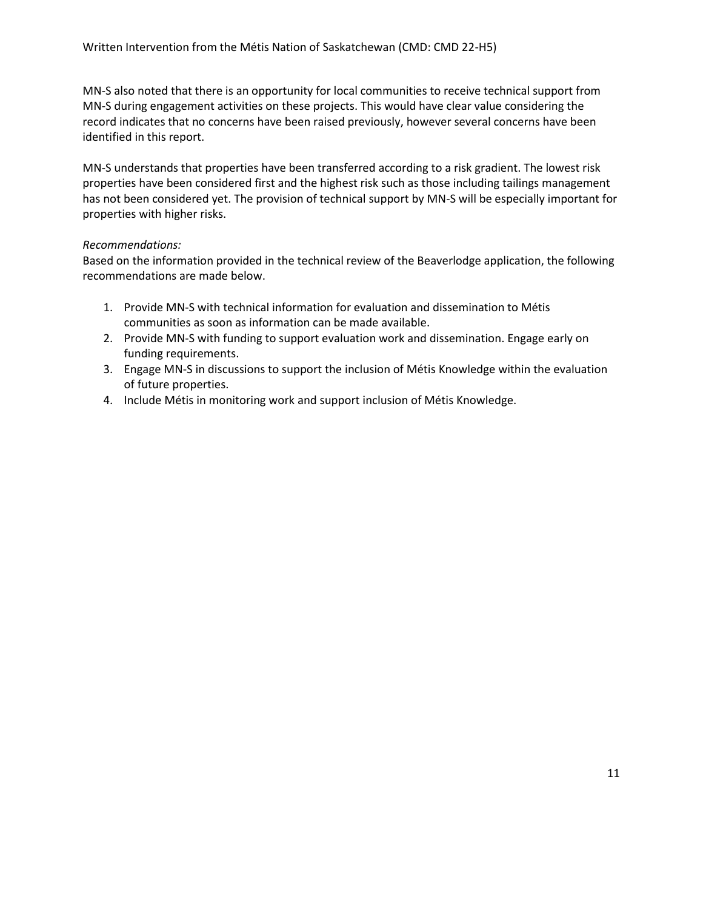MN-S also noted that there is an opportunity for local communities to receive technical support from MN-S during engagement activities on these projects. This would have clear value considering the record indicates that no concerns have been raised previously, however several concerns have been identified in this report.

MN-S understands that properties have been transferred according to a risk gradient. The lowest risk properties have been considered first and the highest risk such as those including tailings management has not been considered yet. The provision of technical support by MN-S will be especially important for properties with higher risks.

*Recommendations:*

Based on the information provided in the technical review of the Beaverlodge application, the following recommendations are made below.

1. Provide MN-S with technical information for evaluation and dissemination to Métis communities as soon as information can be made available.
2. Provide MN-S with funding to support evaluation work and dissemination. Engage early on funding requirements.
3. Engage MN-S in discussions to support the inclusion of Métis Knowledge within the evaluation of future properties.
4. Include Métis in monitoring work and support inclusion of Métis Knowledge.